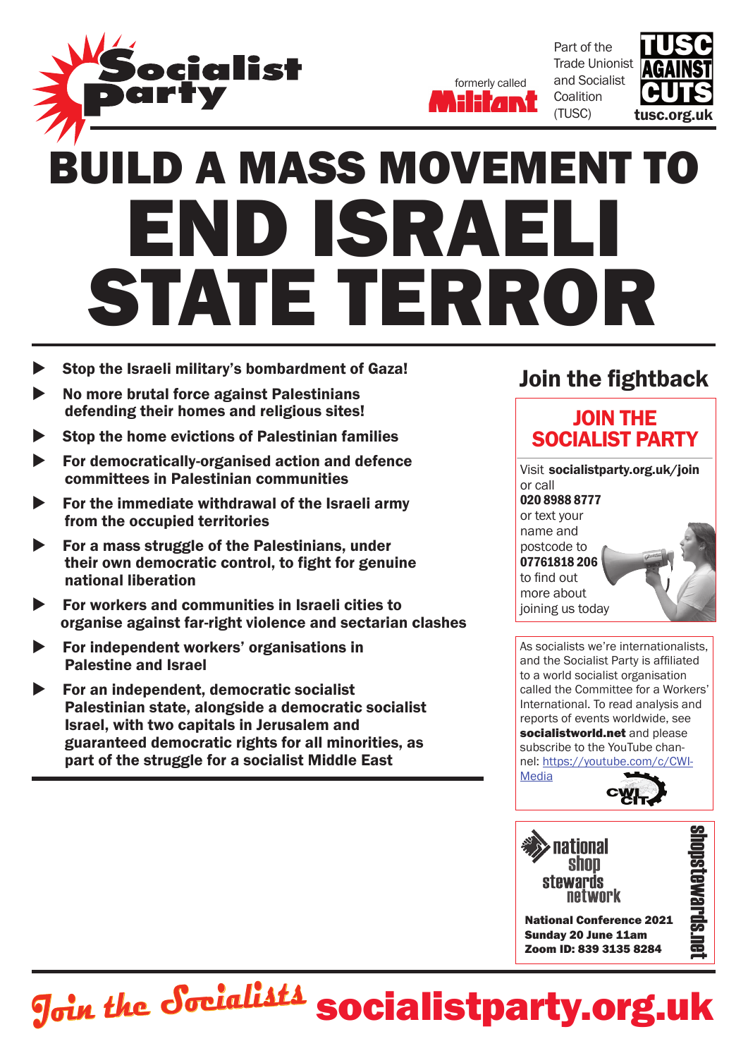Socialist Party

formerly called Militant

Part of the Trade Unionist and Socialist Coalition (TUSC)

TUSC AGAINST CUTS
tusc.org.uk

# BUILD A MASS MOVEMENT TO END ISRAELI STATE TERROR

- **Stop the Israeli military's bombardment of Gaza!**
- **No more brutal force against Palestinians defending their homes and religious sites!**
- **Stop the home evictions of Palestinian families**
- **For democratically-organised action and defence committees in Palestinian communities**
- **For the immediate withdrawal of the Israeli army from the occupied territories**
- **For a mass struggle of the Palestinians, under their own democratic control, to fight for genuine national liberation**
- **For workers and communities in Israeli cities to organise against far-right violence and sectarian clashes**
- **For independent workers' organisations in Palestine and Israel**
- **For an independent, democratic socialist Palestinian state, alongside a democratic socialist Israel, with two capitals in Jerusalem and guaranteed democratic rights for all minorities, as part of the struggle for a socialist Middle East**

## Join the fightback

### JOIN THE SOCIALIST PARTY

Visit **socialistparty.org.uk/join** or call **020 8988 8777** or text your name and postcode to **07761818 206** to find out more about joining us today

As socialists we're internationalists, and the Socialist Party is affiliated to a world socialist organisation called the Committee for a Workers' International. To read analysis and reports of events worldwide, see **socialistworld.net** and please subscribe to the YouTube channel: [https://youtube.com/c/CWI-Media](https://youtube.com/c/CWI-Media)

CWI CIT

national shop stewards network

**National Conference 2021**
**Sunday 20 June 11am**
**Zoom ID: 839 3135 8284**

shopstewards.net

Join the Socialists **socialistparty.org.uk**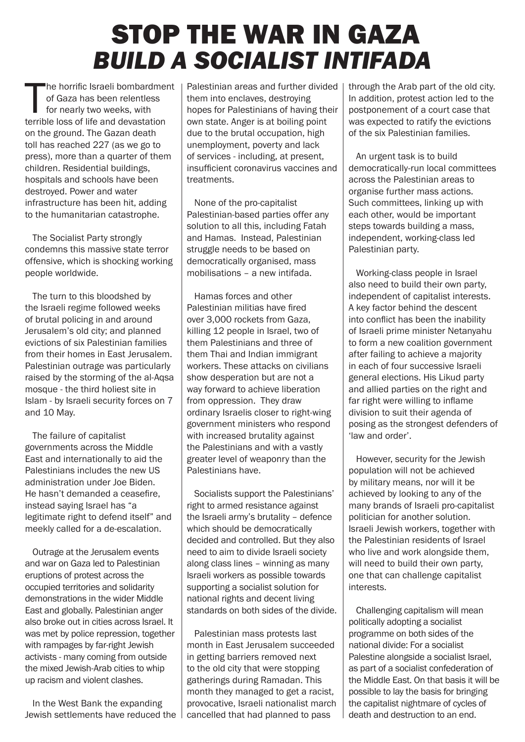# STOP THE WAR IN GAZA
# *BUILD A SOCIALIST INTIFADA*

The horrific Israeli bombardment of Gaza has been relentless for nearly two weeks, with terrible loss of life and devastation on the ground. The Gazan death toll has reached 227 (as we go to press), more than a quarter of them children. Residential buildings, hospitals and schools have been destroyed. Power and water infrastructure has been hit, adding to the humanitarian catastrophe.

The Socialist Party strongly condemns this massive state terror offensive, which is shocking working people worldwide.

The turn to this bloodshed by the Israeli regime followed weeks of brutal policing in and around Jerusalem's old city; and planned evictions of six Palestinian families from their homes in East Jerusalem. Palestinian outrage was particularly raised by the storming of the al-Aqsa mosque - the third holiest site in Islam - by Israeli security forces on 7 and 10 May.

The failure of capitalist governments across the Middle East and internationally to aid the Palestinians includes the new US administration under Joe Biden. He hasn't demanded a ceasefire, instead saying Israel has "a legitimate right to defend itself" and meekly called for a de-escalation.

Outrage at the Jerusalem events and war on Gaza led to Palestinian eruptions of protest across the occupied territories and solidarity demonstrations in the wider Middle East and globally. Palestinian anger also broke out in cities across Israel. It was met by police repression, together with rampages by far-right Jewish activists - many coming from outside the mixed Jewish-Arab cities to whip up racism and violent clashes.

In the West Bank the expanding Jewish settlements have reduced the Palestinian areas and further divided them into enclaves, destroying hopes for Palestinians of having their own state. Anger is at boiling point due to the brutal occupation, high unemployment, poverty and lack of services - including, at present, insufficient coronavirus vaccines and treatments.

None of the pro-capitalist Palestinian-based parties offer any solution to all this, including Fatah and Hamas. Instead, Palestinian struggle needs to be based on democratically organised, mass mobilisations – a new intifada.

Hamas forces and other Palestinian militias have fired over 3,000 rockets from Gaza, killing 12 people in Israel, two of them Palestinians and three of them Thai and Indian immigrant workers. These attacks on civilians show desperation but are not a way forward to achieve liberation from oppression. They draw ordinary Israelis closer to right-wing government ministers who respond with increased brutality against the Palestinians and with a vastly greater level of weaponry than the Palestinians have.

Socialists support the Palestinians' right to armed resistance against the Israeli army's brutality – defence which should be democratically decided and controlled. But they also need to aim to divide Israeli society along class lines – winning as many Israeli workers as possible towards supporting a socialist solution for national rights and decent living standards on both sides of the divide.

Palestinian mass protests last month in East Jerusalem succeeded in getting barriers removed next to the old city that were stopping gatherings during Ramadan. This month they managed to get a racist, provocative, Israeli nationalist march cancelled that had planned to pass through the Arab part of the old city. In addition, protest action led to the postponement of a court case that was expected to ratify the evictions of the six Palestinian families.

An urgent task is to build democratically-run local committees across the Palestinian areas to organise further mass actions. Such committees, linking up with each other, would be important steps towards building a mass, independent, working-class led Palestinian party.

Working-class people in Israel also need to build their own party, independent of capitalist interests. A key factor behind the descent into conflict has been the inability of Israeli prime minister Netanyahu to form a new coalition government after failing to achieve a majority in each of four successive Israeli general elections. His Likud party and allied parties on the right and far right were willing to inflame division to suit their agenda of posing as the strongest defenders of 'law and order'.

However, security for the Jewish population will not be achieved by military means, nor will it be achieved by looking to any of the many brands of Israeli pro-capitalist politician for another solution. Israeli Jewish workers, together with the Palestinian residents of Israel who live and work alongside them, will need to build their own party, one that can challenge capitalist interests.

Challenging capitalism will mean politically adopting a socialist programme on both sides of the national divide: For a socialist Palestine alongside a socialist Israel, as part of a socialist confederation of the Middle East. On that basis it will be possible to lay the basis for bringing the capitalist nightmare of cycles of death and destruction to an end.